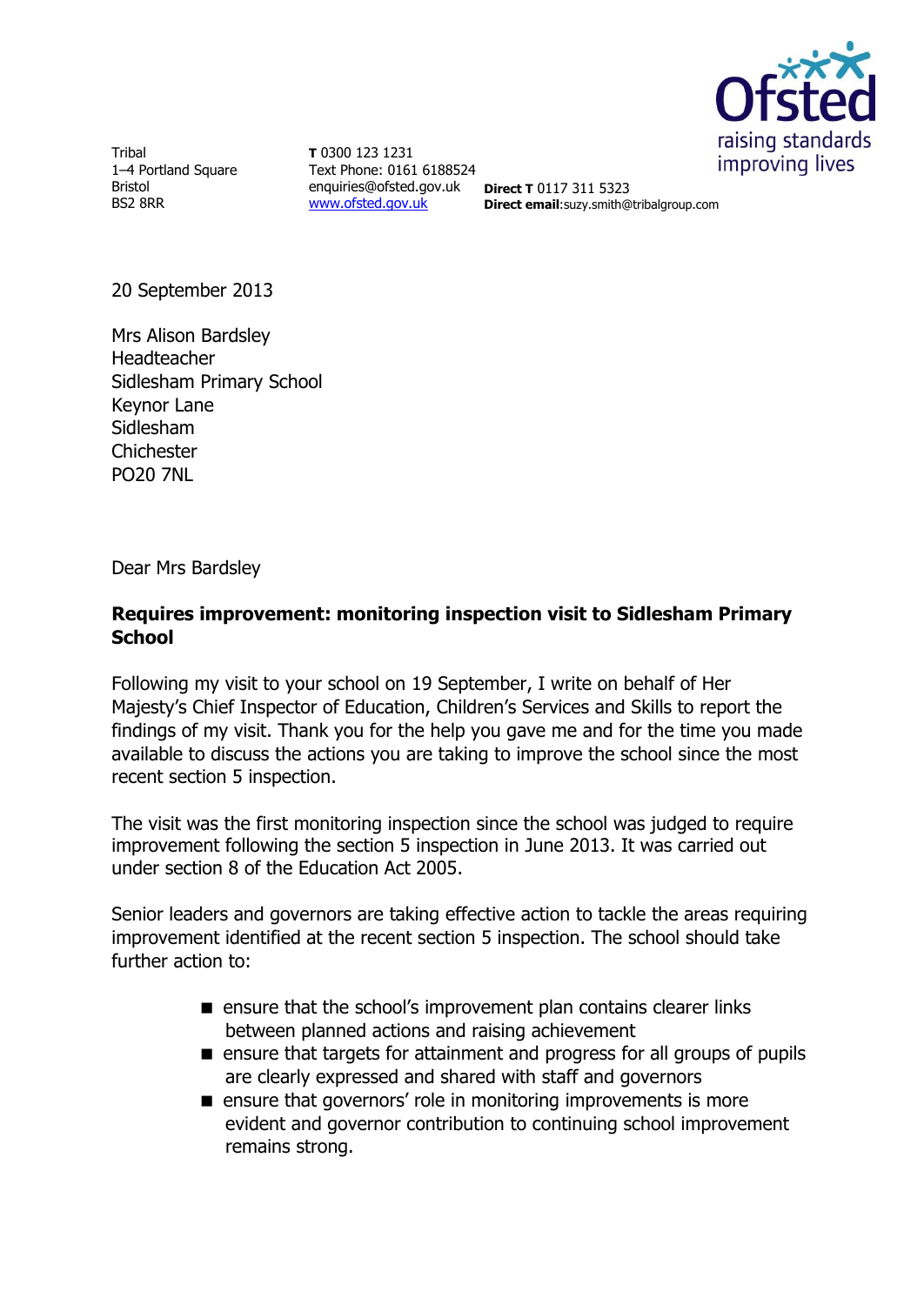Tribal
1–4 Portland Square
Bristol
BS2 8RR

**T** 0300 123 1231
Text Phone: 0161 6188524
enquiries@ofsted.gov.uk
www.ofsted.gov.uk

**Direct T** 0117 311 5323
**Direct email**:suzy.smith@tribalgroup.com

20 September 2013

Mrs Alison Bardsley
Headteacher
Sidlesham Primary School
Keynor Lane
Sidlesham
Chichester
PO20 7NL

Dear Mrs Bardsley

**Requires improvement: monitoring inspection visit to Sidlesham Primary School**

Following my visit to your school on 19 September, I write on behalf of Her Majesty's Chief Inspector of Education, Children's Services and Skills to report the findings of my visit. Thank you for the help you gave me and for the time you made available to discuss the actions you are taking to improve the school since the most recent section 5 inspection.

The visit was the first monitoring inspection since the school was judged to require improvement following the section 5 inspection in June 2013. It was carried out under section 8 of the Education Act 2005.

Senior leaders and governors are taking effective action to tackle the areas requiring improvement identified at the recent section 5 inspection. The school should take further action to:

- ensure that the school's improvement plan contains clearer links between planned actions and raising achievement
- ensure that targets for attainment and progress for all groups of pupils are clearly expressed and shared with staff and governors
- ensure that governors' role in monitoring improvements is more evident and governor contribution to continuing school improvement remains strong.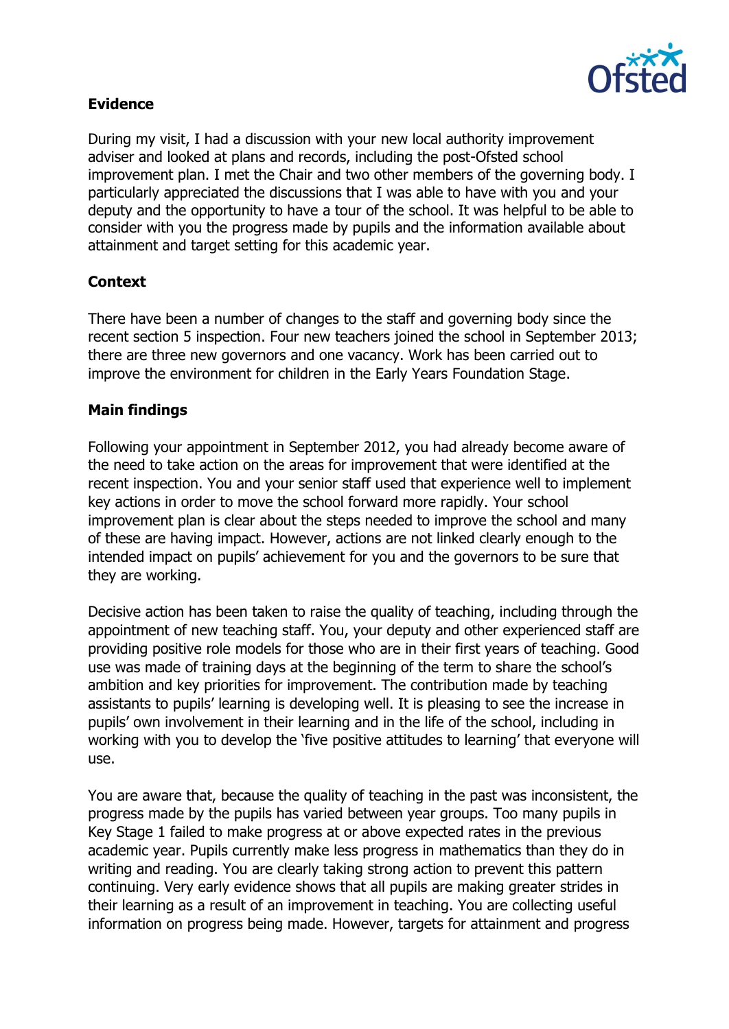## Evidence

During my visit, I had a discussion with your new local authority improvement adviser and looked at plans and records, including the post-Ofsted school improvement plan. I met the Chair and two other members of the governing body. I particularly appreciated the discussions that I was able to have with you and your deputy and the opportunity to have a tour of the school. It was helpful to be able to consider with you the progress made by pupils and the information available about attainment and target setting for this academic year.

## Context

There have been a number of changes to the staff and governing body since the recent section 5 inspection. Four new teachers joined the school in September 2013; there are three new governors and one vacancy. Work has been carried out to improve the environment for children in the Early Years Foundation Stage.

## Main findings

Following your appointment in September 2012, you had already become aware of the need to take action on the areas for improvement that were identified at the recent inspection. You and your senior staff used that experience well to implement key actions in order to move the school forward more rapidly. Your school improvement plan is clear about the steps needed to improve the school and many of these are having impact. However, actions are not linked clearly enough to the intended impact on pupils' achievement for you and the governors to be sure that they are working.

Decisive action has been taken to raise the quality of teaching, including through the appointment of new teaching staff. You, your deputy and other experienced staff are providing positive role models for those who are in their first years of teaching. Good use was made of training days at the beginning of the term to share the school's ambition and key priorities for improvement. The contribution made by teaching assistants to pupils' learning is developing well. It is pleasing to see the increase in pupils' own involvement in their learning and in the life of the school, including in working with you to develop the 'five positive attitudes to learning' that everyone will use.

You are aware that, because the quality of teaching in the past was inconsistent, the progress made by the pupils has varied between year groups. Too many pupils in Key Stage 1 failed to make progress at or above expected rates in the previous academic year. Pupils currently make less progress in mathematics than they do in writing and reading. You are clearly taking strong action to prevent this pattern continuing. Very early evidence shows that all pupils are making greater strides in their learning as a result of an improvement in teaching. You are collecting useful information on progress being made. However, targets for attainment and progress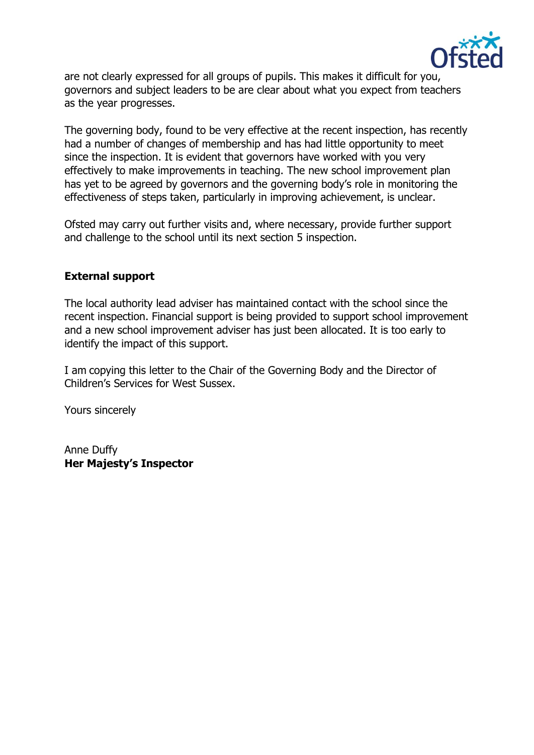are not clearly expressed for all groups of pupils. This makes it difficult for you, governors and subject leaders to be are clear about what you expect from teachers as the year progresses.

The governing body, found to be very effective at the recent inspection, has recently had a number of changes of membership and has had little opportunity to meet since the inspection. It is evident that governors have worked with you very effectively to make improvements in teaching. The new school improvement plan has yet to be agreed by governors and the governing body's role in monitoring the effectiveness of steps taken, particularly in improving achievement, is unclear.

Ofsted may carry out further visits and, where necessary, provide further support and challenge to the school until its next section 5 inspection.

## External support

The local authority lead adviser has maintained contact with the school since the recent inspection. Financial support is being provided to support school improvement and a new school improvement adviser has just been allocated. It is too early to identify the impact of this support.

I am copying this letter to the Chair of the Governing Body and the Director of Children's Services for West Sussex.

Yours sincerely

Anne Duffy
**Her Majesty's Inspector**